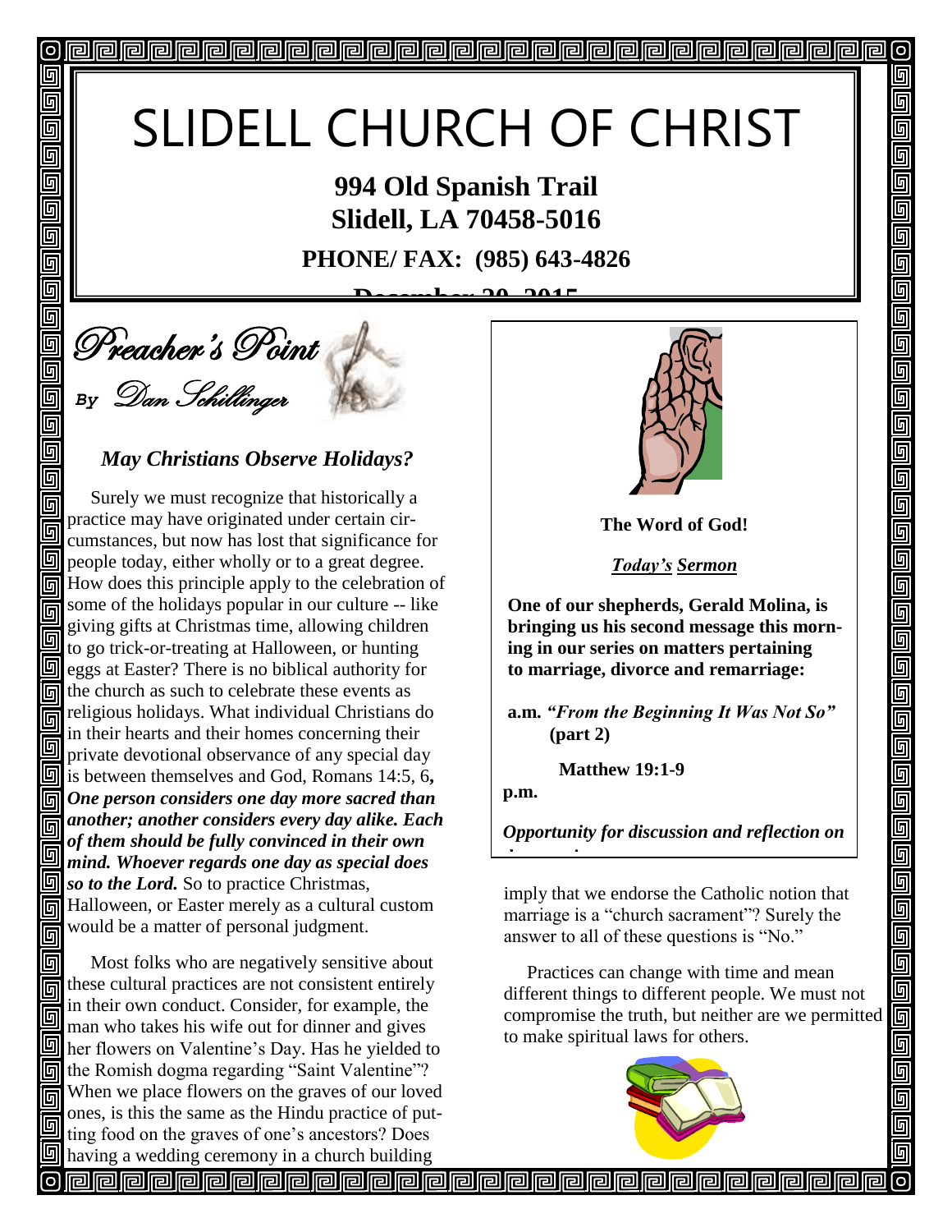# SLIDELL CHURCH OF CHRIST

**994 Old Spanish Trail**
**Slidell, LA 70458-5016**

**PHONE/ FAX: (985) 643-4826**

**December 20, 2015**

## Preacher's Point

*By Dan Schillinger*

### *May Christians Observe Holidays?*

Surely we must recognize that historically a practice may have originated under certain circumstances, but now has lost that significance for people today, either wholly or to a great degree. How does this principle apply to the celebration of some of the holidays popular in our culture -- like giving gifts at Christmas time, allowing children to go trick-or-treating at Halloween, or hunting eggs at Easter? There is no biblical authority for the church as such to celebrate these events as religious holidays. What individual Christians do in their hearts and their homes concerning their private devotional observance of any special day is between themselves and God, Romans 14:5, 6**,** ***One person considers one day more sacred than another; another considers every day alike. Each of them should be fully convinced in their own mind. Whoever regards one day as special does so to the Lord.*** So to practice Christmas, Halloween, or Easter merely as a cultural custom would be a matter of personal judgment.

Most folks who are negatively sensitive about these cultural practices are not consistent entirely in their own conduct. Consider, for example, the man who takes his wife out for dinner and gives her flowers on Valentine's Day. Has he yielded to the Romish dogma regarding "Saint Valentine"? When we place flowers on the graves of our loved ones, is this the same as the Hindu practice of putting food on the graves of one's ancestors? Does having a wedding ceremony in a church building imply that we endorse the Catholic notion that marriage is a "church sacrament"? Surely the answer to all of these questions is "No."

Practices can change with time and mean different things to different people. We must not compromise the truth, but neither are we permitted to make spiritual laws for others.

---

**The Word of God!**

***Today's Sermon***

**One of our shepherds, Gerald Molina, is bringing us his second message this morning in our series on matters pertaining to marriage, divorce and remarriage:**

**a.m.** ***"From the Beginning It Was Not So"*** **(part 2)**

**Matthew 19:1-9**

**p.m.**

***Opportunity for discussion and reflection on the morning message***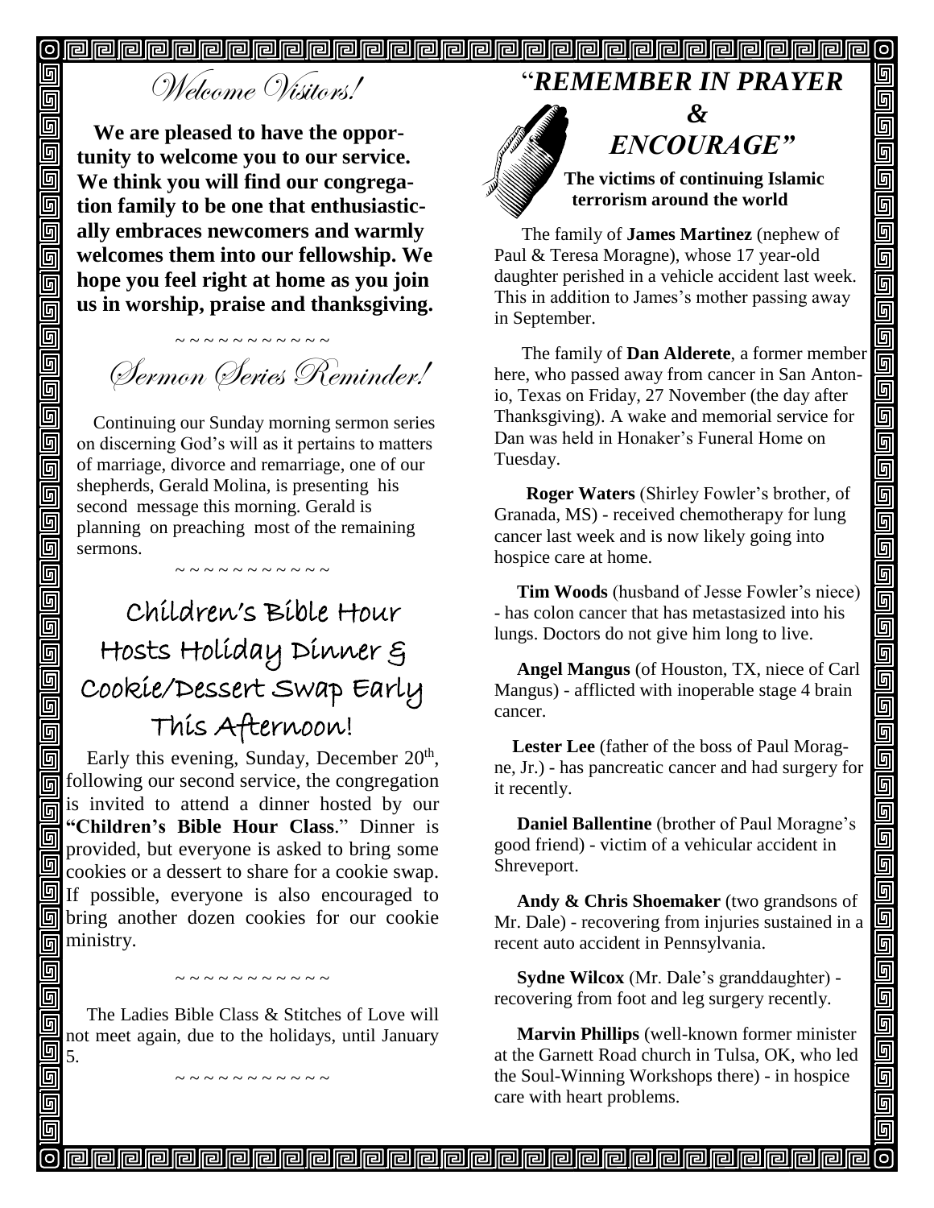# *Welcome Visitors!*

**We are pleased to have the opportunity to welcome you to our service. We think you will find our congregation family to be one that enthusiastically embraces newcomers and warmly welcomes them into our fellowship. We hope you feel right at home as you join us in worship, praise and thanksgiving.**

~ ~ ~ ~ ~ ~ ~ ~ ~ ~ ~ ~

# *Sermon Series Reminder!*

Continuing our Sunday morning sermon series on discerning God's will as it pertains to matters of marriage, divorce and remarriage, one of our shepherds, Gerald Molina, is presenting his second message this morning. Gerald is planning on preaching most of the remaining sermons.

~ ~ ~ ~ ~ ~ ~ ~ ~ ~ ~ ~

# Children's Bible Hour Hosts Holiday Dinner & Cookie/Dessert Swap Early This Afternoon!

Early this evening, Sunday, December 20th, following our second service, the congregation is invited to attend a dinner hosted by our **"Children's Bible Hour Class**." Dinner is provided, but everyone is asked to bring some cookies or a dessert to share for a cookie swap. If possible, everyone is also encouraged to bring another dozen cookies for our cookie ministry.

~ ~ ~ ~ ~ ~ ~ ~ ~ ~ ~ ~

The Ladies Bible Class & Stitches of Love will not meet again, due to the holidays, until January 5.

~ ~ ~ ~ ~ ~ ~ ~ ~ ~ ~ ~

# *"REMEMBER IN PRAYER & ENCOURAGE"*

**The victims of continuing Islamic terrorism around the world**

The family of **James Martinez** (nephew of Paul & Teresa Moragne), whose 17 year-old daughter perished in a vehicle accident last week. This in addition to James's mother passing away in September.

The family of **Dan Alderete**, a former member here, who passed away from cancer in San Antonio, Texas on Friday, 27 November (the day after Thanksgiving). A wake and memorial service for Dan was held in Honaker's Funeral Home on Tuesday.

**Roger Waters** (Shirley Fowler's brother, of Granada, MS) - received chemotherapy for lung cancer last week and is now likely going into hospice care at home.

**Tim Woods** (husband of Jesse Fowler's niece) - has colon cancer that has metastasized into his lungs. Doctors do not give him long to live.

**Angel Mangus** (of Houston, TX, niece of Carl Mangus) - afflicted with inoperable stage 4 brain cancer.

**Lester Lee** (father of the boss of Paul Moragne, Jr.) - has pancreatic cancer and had surgery for it recently.

**Daniel Ballentine** (brother of Paul Moragne's good friend) - victim of a vehicular accident in Shreveport.

**Andy & Chris Shoemaker** (two grandsons of Mr. Dale) - recovering from injuries sustained in a recent auto accident in Pennsylvania.

**Sydne Wilcox** (Mr. Dale's granddaughter) - recovering from foot and leg surgery recently.

**Marvin Phillips** (well-known former minister at the Garnett Road church in Tulsa, OK, who led the Soul-Winning Workshops there) - in hospice care with heart problems.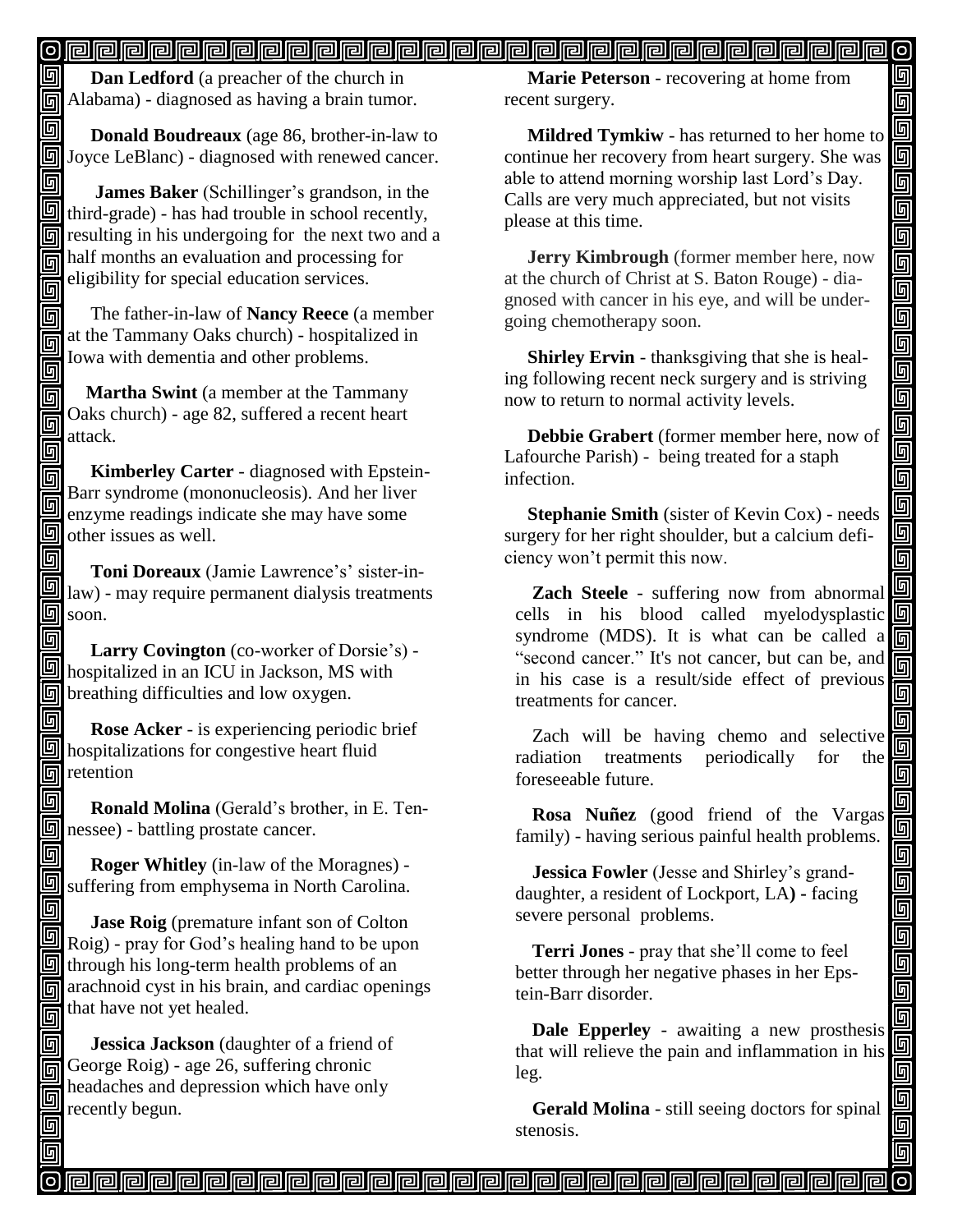**Dan Ledford** (a preacher of the church in Alabama) - diagnosed as having a brain tumor.

**Donald Boudreaux** (age 86, brother-in-law to Joyce LeBlanc) - diagnosed with renewed cancer.

**James Baker** (Schillinger's grandson, in the third-grade) - has had trouble in school recently, resulting in his undergoing for the next two and a half months an evaluation and processing for eligibility for special education services.

The father-in-law of **Nancy Reece** (a member at the Tammany Oaks church) - hospitalized in Iowa with dementia and other problems.

**Martha Swint** (a member at the Tammany Oaks church) - age 82, suffered a recent heart attack.

**Kimberley Carter** - diagnosed with Epstein-Barr syndrome (mononucleosis). And her liver enzyme readings indicate she may have some other issues as well.

**Toni Doreaux** (Jamie Lawrence's' sister-in-law) - may require permanent dialysis treatments soon.

**Larry Covington** (co-worker of Dorsie's) - hospitalized in an ICU in Jackson, MS with breathing difficulties and low oxygen.

**Rose Acker** - is experiencing periodic brief hospitalizations for congestive heart fluid retention

**Ronald Molina** (Gerald's brother, in E. Tennessee) - battling prostate cancer.

**Roger Whitley** (in-law of the Moragnes) - suffering from emphysema in North Carolina.

**Jase Roig** (premature infant son of Colton Roig) - pray for God's healing hand to be upon through his long-term health problems of an arachnoid cyst in his brain, and cardiac openings that have not yet healed.

**Jessica Jackson** (daughter of a friend of George Roig) - age 26, suffering chronic headaches and depression which have only recently begun.

**Marie Peterson** - recovering at home from recent surgery.

**Mildred Tymkiw** - has returned to her home to continue her recovery from heart surgery. She was able to attend morning worship last Lord's Day. Calls are very much appreciated, but not visits please at this time.

**Jerry Kimbrough** (former member here, now at the church of Christ at S. Baton Rouge) - diagnosed with cancer in his eye, and will be undergoing chemotherapy soon.

**Shirley Ervin** - thanksgiving that she is healing following recent neck surgery and is striving now to return to normal activity levels.

**Debbie Grabert** (former member here, now of Lafourche Parish) - being treated for a staph infection.

**Stephanie Smith** (sister of Kevin Cox) - needs surgery for her right shoulder, but a calcium deficiency won't permit this now.

**Zach Steele** - suffering now from abnormal cells in his blood called myelodysplastic syndrome (MDS). It is what can be called a "second cancer." It's not cancer, but can be, and in his case is a result/side effect of previous treatments for cancer.

Zach will be having chemo and selective radiation treatments periodically for the foreseeable future.

**Rosa Nuñez** (good friend of the Vargas family) - having serious painful health problems.

**Jessica Fowler** (Jesse and Shirley's granddaughter, a resident of Lockport, LA**) -** facing severe personal problems.

**Terri Jones** - pray that she'll come to feel better through her negative phases in her Epstein-Barr disorder.

**Dale Epperley** - awaiting a new prosthesis that will relieve the pain and inflammation in his leg.

**Gerald Molina** - still seeing doctors for spinal stenosis.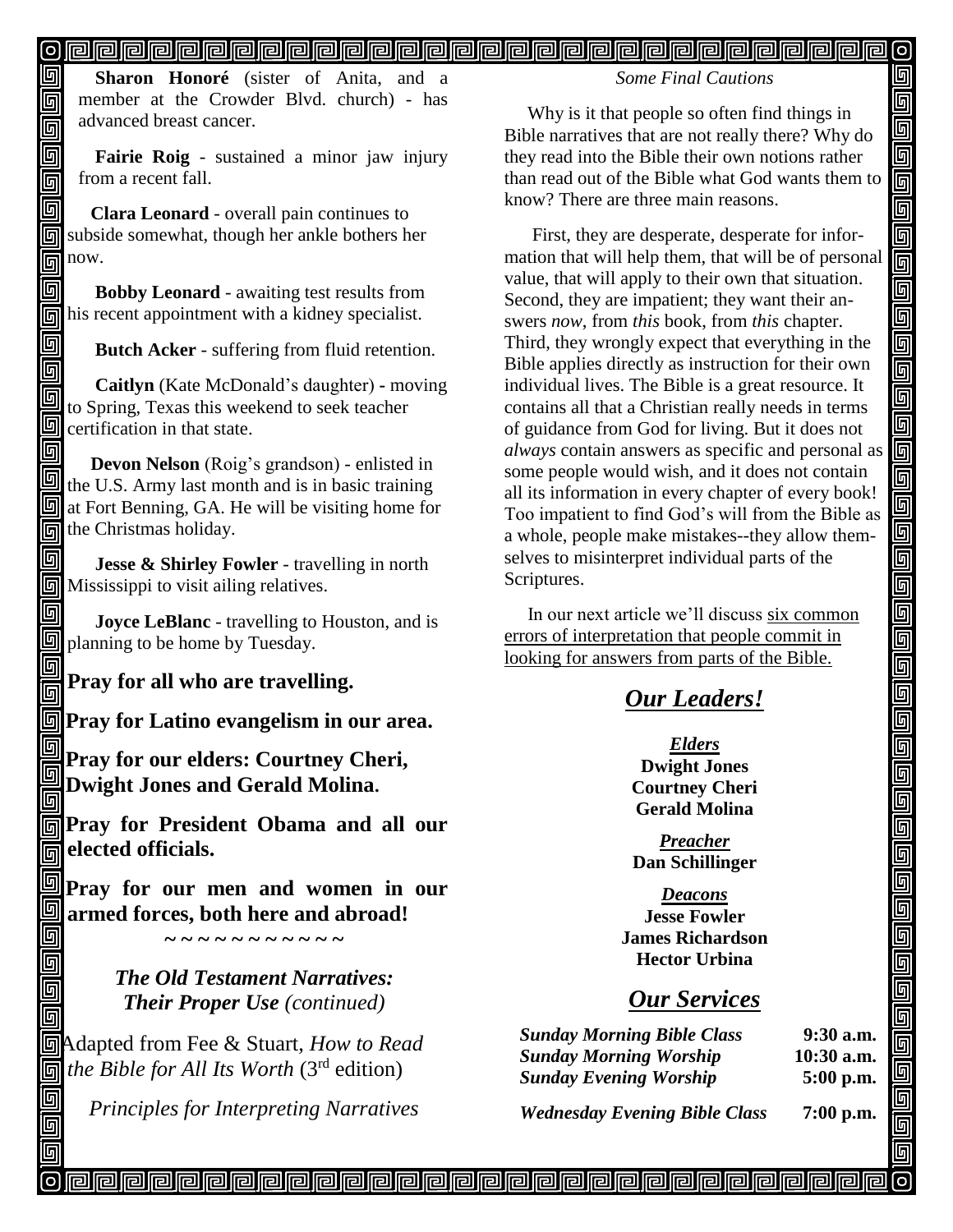**Sharon Honoré** (sister of Anita, and a member at the Crowder Blvd. church) - has advanced breast cancer.

**Fairie Roig** - sustained a minor jaw injury from a recent fall.

**Clara Leonard** - overall pain continues to subside somewhat, though her ankle bothers her now.

**Bobby Leonard** - awaiting test results from his recent appointment with a kidney specialist.

**Butch Acker** - suffering from fluid retention.

**Caitlyn** (Kate McDonald's daughter) - moving to Spring, Texas this weekend to seek teacher certification in that state.

**Devon Nelson** (Roig's grandson) - enlisted in the U.S. Army last month and is in basic training at Fort Benning, GA. He will be visiting home for the Christmas holiday.

**Jesse & Shirley Fowler** - travelling in north Mississippi to visit ailing relatives.

**Joyce LeBlanc** - travelling to Houston, and is planning to be home by Tuesday.

**Pray for all who are travelling.**

**Pray for Latino evangelism in our area.**

**Pray for our elders: Courtney Cheri, Dwight Jones and Gerald Molina.**

**Pray for President Obama and all our elected officials.**

**Pray for our men and women in our armed forces, both here and abroad!**

~ ~ ~ ~ ~ ~ ~ ~ ~ ~ ~

***The Old Testament Narratives: Their Proper Use*** *(continued)*

Adapted from Fee & Stuart, *How to Read the Bible for All Its Worth* (3rd edition)

*Principles for Interpreting Narratives*

*Some Final Cautions*

Why is it that people so often find things in Bible narratives that are not really there? Why do they read into the Bible their own notions rather than read out of the Bible what God wants them to know? There are three main reasons.

First, they are desperate, desperate for information that will help them, that will be of personal value, that will apply to their own that situation. Second, they are impatient; they want their answers *now*, from *this* book, from *this* chapter. Third, they wrongly expect that everything in the Bible applies directly as instruction for their own individual lives. The Bible is a great resource. It contains all that a Christian really needs in terms of guidance from God for living. But it does not *always* contain answers as specific and personal as some people would wish, and it does not contain all its information in every chapter of every book! Too impatient to find God's will from the Bible as a whole, people make mistakes--they allow themselves to misinterpret individual parts of the Scriptures.

In our next article we'll discuss six common errors of interpretation that people commit in looking for answers from parts of the Bible.

## *Our Leaders!*

***Elders***
**Dwight Jones**
**Courtney Cheri**
**Gerald Molina**

***Preacher***
**Dan Schillinger**

***Deacons***
**Jesse Fowler**
**James Richardson**
**Hector Urbina**

## *Our Services*

| | |
|---|---|
| ***Sunday Morning Bible Class*** | **9:30 a.m.** |
| ***Sunday Morning Worship*** | **10:30 a.m.** |
| ***Sunday Evening Worship*** | **5:00 p.m.** |
| ***Wednesday Evening Bible Class*** | **7:00 p.m.** |